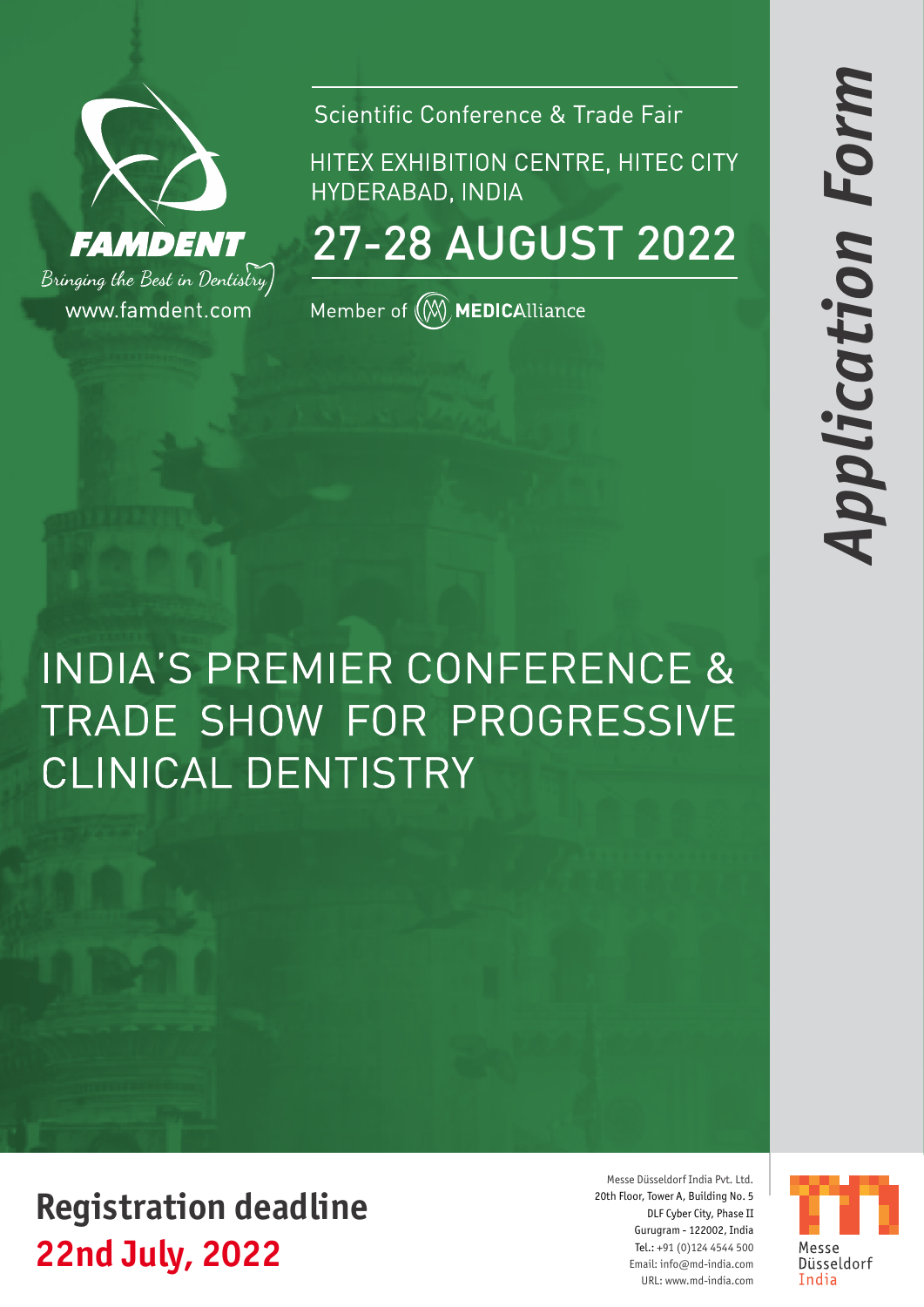FAMDENT

*Bringing the Best in Dentistry*

www.famdent.com

Scientific Conference & Trade Fair

HITEX EXHIBITION CENTRE, HITEC CITY
HYDERABAD, INDIA

# 27-28 AUGUST 2022

Member of MEDICAlliance

# *Application Form*

# INDIA'S PREMIER CONFERENCE & TRADE SHOW FOR PROGRESSIVE CLINICAL DENTISTRY

**Registration deadline**
**22nd July, 2022**

Messe Düsseldorf India Pvt. Ltd.
20th Floor, Tower A, Building No. 5
DLF Cyber City, Phase II
Gurugram - 122002, India
Tel.: +91 (0)124 4544 500
Email: info@md-india.com
URL: www.md-india.com

Messe Düsseldorf India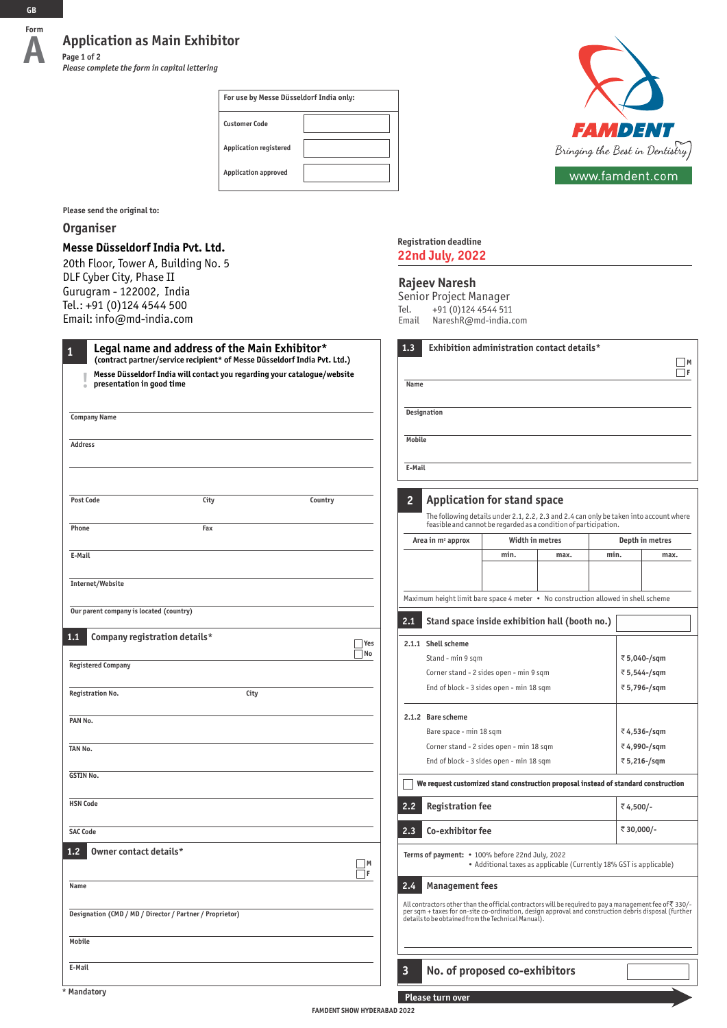GB

Form **A**

# Application as Main Exhibitor

**Page 1 of 2**

*Please complete the form in capital lettering*

| For use by Messe Düsseldorf India only: | |
|---|---|
| Customer Code | |
| Application registered | |
| Application approved | |

FAMDENT

Bringing the Best in Dentistry

www.famdent.com

**Please send the original to:**

## Organiser

**Messe Düsseldorf India Pvt. Ltd.**
20th Floor, Tower A, Building No. 5
DLF Cyber City, Phase II
Gurugram - 122002, India
Tel.: +91 (0)124 4544 500
Email: info@md-india.com

Registration deadline
**22nd July, 2022**

**Rajeev Naresh**
Senior Project Manager
Tel. +91 (0)124 4544 511
Email NareshR@md-india.com

## 1 Legal name and address of the Main Exhibitor*

**(contract partner/service recipient* of Messe Düsseldorf India Pvt. Ltd.)**

**! Messe Düsseldorf India will contact you regarding your catalogue/website presentation in good time**

Company Name

Address

Post Code | City | Country

Phone | Fax

E-Mail

Internet/Website

Our parent company is located (country)

### 1.1 Company registration details*

☐ Yes ☐ No

Registered Company

Registration No. | City

PAN No.

TAN No.

GSTIN No.

HSN Code

SAC Code

### 1.2 Owner contact details*

☐ M ☐ F

Name

Designation (CMD / MD / Director / Partner / Proprietor)

Mobile

E-Mail

\* Mandatory

### 1.3 Exhibition administration contact details*

☐ M ☐ F

Name

Designation

Mobile

E-Mail

## 2 Application for stand space

The following details under 2.1, 2.2, 2.3 and 2.4 can only be taken into account where feasible and cannot be regarded as a condition of participation.

| Area in m² approx | Width in metres | | Depth in metres | |
|---|---|---|---|---|
| | min. | max. | min. | max. |
| | | | | |

Maximum height limit bare space 4 meter • No construction allowed in shell scheme

### 2.1 Stand space inside exhibition hall (booth no.)

**2.1.1 Shell scheme**

| | |
|---|---|
| Stand - min 9 sqm | ₹ 5,040-/sqm |
| Corner stand - 2 sides open - min 9 sqm | ₹ 5,544-/sqm |
| End of block - 3 sides open - min 18 sqm | ₹ 5,796-/sqm |

**2.1.2 Bare scheme**

| | |
|---|---|
| Bare space - min 18 sqm | ₹ 4,536-/sqm |
| Corner stand - 2 sides open - min 18 sqm | ₹ 4,990-/sqm |
| End of block - 3 sides open - min 18 sqm | ₹ 5,216-/sqm |

☐ **We request customized stand construction proposal instead of standard construction**

### 2.2 Registration fee — ₹ 4,500/-

### 2.3 Co-exhibitor fee — ₹ 30,000/-

**Terms of payment:**
- 100% before 22nd July, 2022
- Additional taxes as applicable (Currently 18% GST is applicable)

### 2.4 Management fees

All contractors other than the official contractors will be required to pay a management fee of ₹ 330/- per sqm + taxes for on-site co-ordination, design approval and construction debris disposal (further details to be obtained from the Technical Manual).

## 3 No. of proposed co-exhibitors

**Please turn over**

FAMDENT SHOW HYDERABAD 2022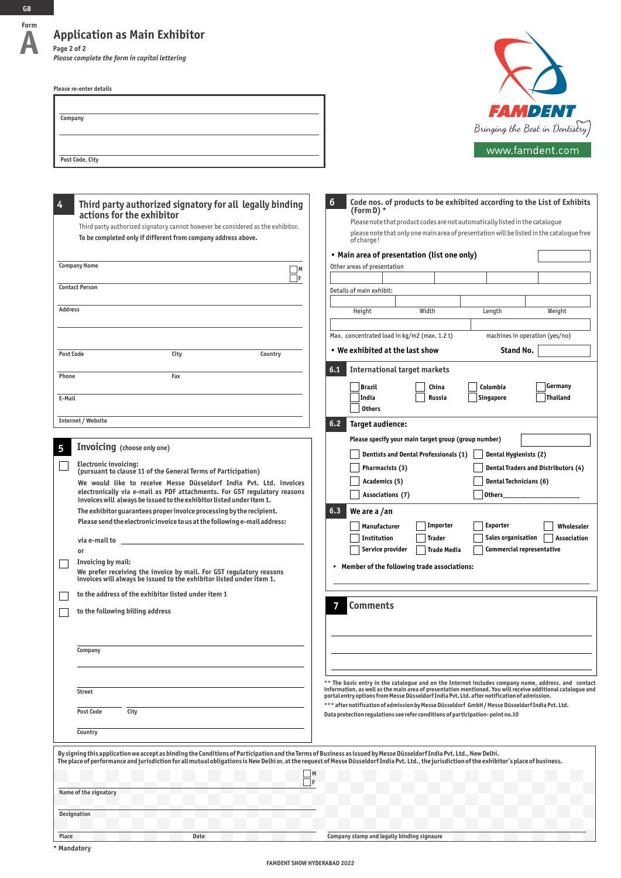GB

Form **A**

# Application as Main Exhibitor

Page 2 of 2

*Please complete the form in capital lettering*

FAMDENT

Bringing the Best in Dentistry

www.famdent.com

**Please re-enter details**

Company

Post Code, City

## 4 Third party authorized signatory for all legally binding actions for the exhibitor

Third party authorized signatory can not however be considered as the exhibitor.

**To be completed only if different from company address above.**

Company Name ☐ M ☐ F

Contact Person

Address

Post Code | City | Country

Phone | Fax

E-Mail

Internet / Website

## 5 Invoicing (choose only one)

☐ **Electronic invoicing:**
(pursuant to clause 11 of the General Terms of Participation)

**We would like to receive Messe Düsseldorf India Pvt. Ltd. invoices electronically via e-mail as PDF attachments. For GST regulatory reasons invoices will always be issued to the exhibitor listed under item 1.**

**The exhibitor guarantees proper invoice processing by the recipient.**

**Please send the electronic invoice to us at the following e-mail address:**

via e-mail to ______________________

or

☐ **Invoicing by mail:**
We prefer receiving the invoice by mail. For GST regulatory reasons invoices will always be issued to the exhibitor listed under item 1.

☐ to the address of the exhibitor listed under item 1

☐ to the following billing address

Company

Street

Post Code | City

Country

## 6 Code nos. of products to be exhibited according to the List of Exhibits (Form D) *

Please note that product codes are not automatically listed in the catalogue

please note that only one main area of presentation will be listed in the catalogue free of charge!

- **Main area of presentation (list only one)**

Other areas of presentation

Details of main exhibit:

Height | Width | Length | Weight

Max. concentrated load in kg/m2 (max. 1.2 t) | machines in operation (yes/no)

- **We exhibited at the last show** **Stand No.**

### 6.1 International target markets

☐ Brazil ☐ China ☐ Colombia ☐ Germany
☐ India ☐ Russia ☐ Singapore ☐ Thailand
☐ Others

### 6.2 Target audience:

**Please specify your main target group (group number)**

☐ Dentists and Dental Professionals (1) ☐ Dental Hygienists (2)
☐ Pharmacists (3) ☐ Dental Traders and Distributors (4)
☐ Academics (5) ☐ Dental Technicians (6)
☐ Associations (7) ☐ Others____________________

### 6.3 We are a /an

☐ Manufacturer ☐ Importer ☐ Exporter ☐ Wholesaler
☐ Institution ☐ Trader ☐ Sales organisation ☐ Association
☐ Service provider ☐ Trade Media ☐ Commercial representative

- **Member of the following trade associations:**

## 7 Comments

** The basic entry in the catalogue and on the Internet includes company name, address, and contact information, as well as the main area of presentation mentioned. You will receive additional catalogue and portal entry options from Messe Düsseldorf India Pvt. Ltd. after notification of admission.

*** after notification of admission by Messe Düsseldorf GmbH / Messe Düsseldorf India Pvt. Ltd.

Data protection regulations see refer conditions of participation- point no.10

By signing this application we accept as binding the Conditions of Participation and the Terms of Business as issued by Messe Düsseldorf India Pvt. Ltd., New Delhi.
The place of performance and jurisdiction for all mutual obligations is New Delhi or, at the request of Messe Düsseldorf India Pvt. Ltd., the jurisdiction of the exhibitor's place of business.

Name of the signatory ☐ M ☐ F

Designation

Place | Date | Company stamp and legally binding signaure

* Mandatory

FAMDENT SHOW HYDERABAD 2022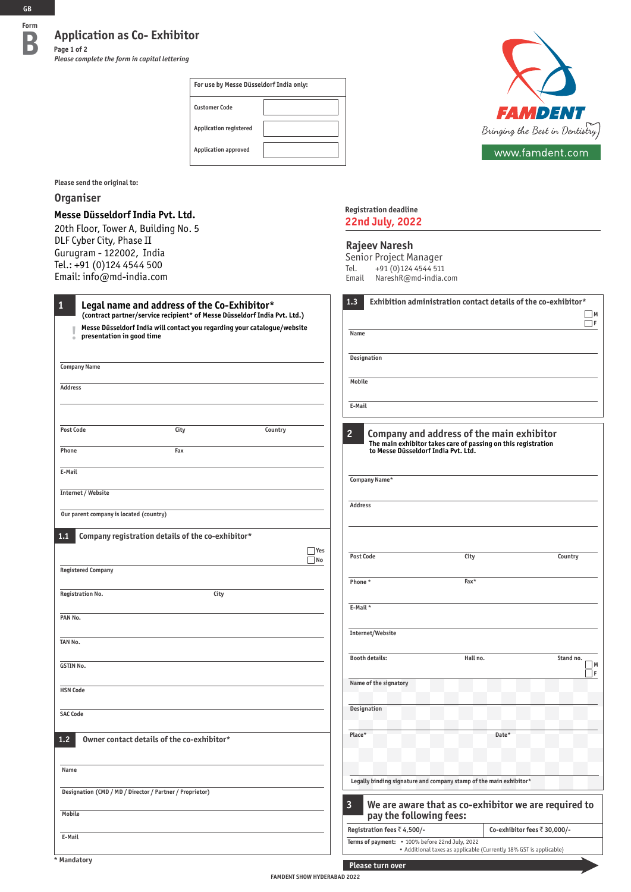GB

Form **B**

# Application as Co- Exhibitor

**Page 1 of 2**

*Please complete the form in capital lettering*

| For use by Messe Düsseldorf India only: | |
|---|---|
| Customer Code | |
| Application registered | |
| Application approved | |

FAMDENT

Bringing the Best in Dentistry

www.famdent.com

**Please send the original to:**

## Organiser

**Messe Düsseldorf India Pvt. Ltd.**
20th Floor, Tower A, Building No. 5
DLF Cyber City, Phase II
Gurugram - 122002, India
Tel.: +91 (0)124 4544 500
Email: info@md-india.com

Registration deadline
**22nd July, 2022**

**Rajeev Naresh**
Senior Project Manager
Tel. +91 (0)124 4544 511
Email NareshR@md-india.com

## 1 Legal name and address of the Co-Exhibitor*

**(contract partner/service recipient* of Messe Düsseldorf India Pvt. Ltd.)**

**! Messe Düsseldorf India will contact you regarding your catalogue/website presentation in good time**

Company Name

Address

Post Code | City | Country

Phone | Fax

E-Mail

Internet / Website

Our parent company is located (country)

### 1.1 Company registration details of the co-exhibitor*

☐ Yes
☐ No

Registered Company

Registration No. | City

PAN No.

TAN No.

GSTIN No.

HSN Code

SAC Code

### 1.2 Owner contact details of the co-exhibitor*

Name

Designation (CMD / MD / Director / Partner / Proprietor)

Mobile

E-Mail

### 1.3 Exhibition administration contact details of the co-exhibitor*

☐ M
☐ F

Name

Designation

Mobile

E-Mail

## 2 Company and address of the main exhibitor

**The main exhibitor takes care of passing on this registration to Messe Düsseldorf India Pvt. Ltd.**

Company Name*

Address

Post Code | City | Country

Phone * | Fax*

E-Mail *

Internet/Website

Booth details: | Hall no. | Stand no.

☐ M
☐ F

Name of the signatory

Designation

Place* | Date*

Legally binding signature and company stamp of the main exhibitor*

## 3 We are aware that as co-exhibitor we are required to pay the following fees:

| Registration fees ₹ 4,500/- | Co-exhibitor fees ₹ 30,000/- |
|---|---|

Terms of payment:
- 100% before 22nd July, 2022
- Additional taxes as applicable (Currently 18% GST is applicable)

\* Mandatory

**Please turn over**

FAMDENT SHOW HYDERABAD 2022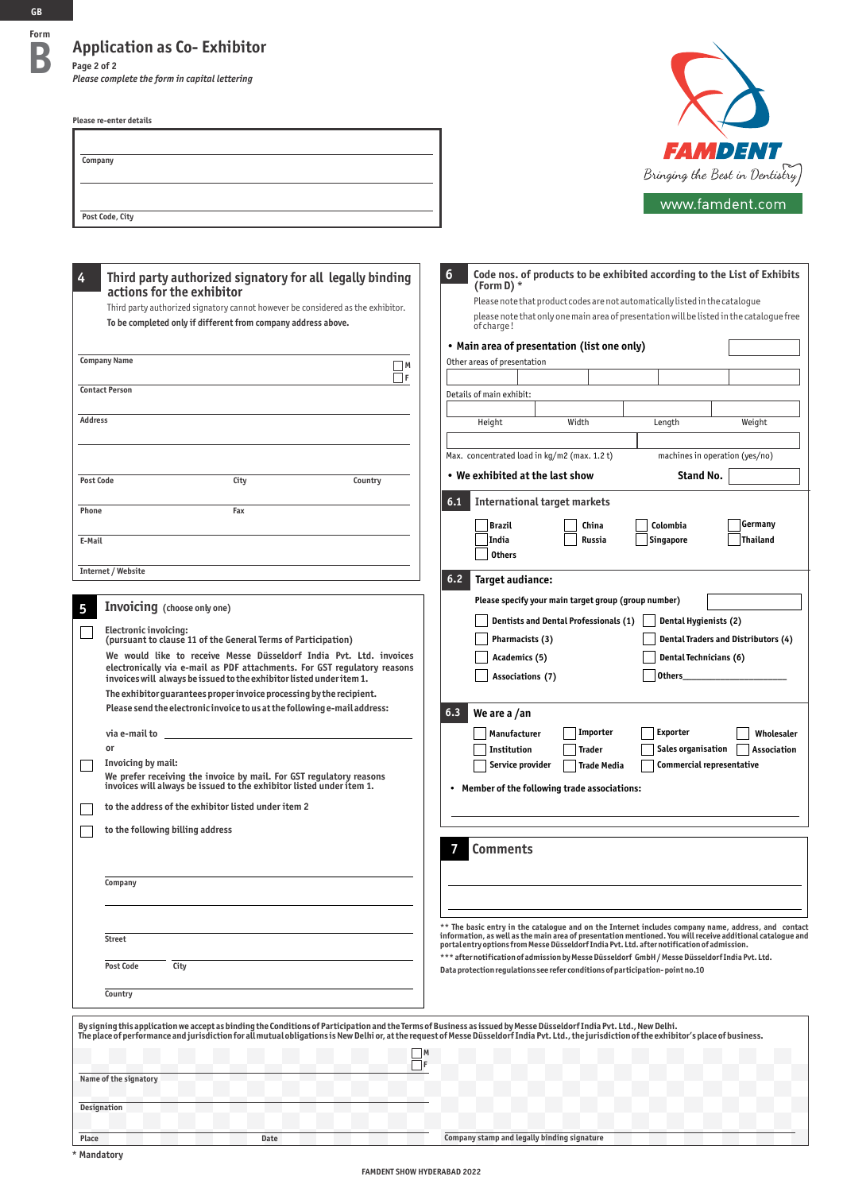GB

Form **B**

# Application as Co- Exhibitor

Page 2 of 2

*Please complete the form in capital lettering*

FAMDENT
Bringing the Best in Dentistry
www.famdent.com

Please re-enter details

Company

Post Code, City

## 4 Third party authorized signatory for all legally binding actions for the exhibitor

Third party authorized signatory cannot however be considered as the exhibitor.

**To be completed only if different from company address above.**

Company Name ☐ M ☐ F

Contact Person

Address

Post Code | City | Country

Phone | Fax

E-Mail

Internet / Website

## 5 Invoicing (choose only one)

☐ **Electronic invoicing:**
(pursuant to clause 11 of the General Terms of Participation)

**We would like to receive Messe Düsseldorf India Pvt. Ltd. invoices electronically via e-mail as PDF attachments. For GST regulatory reasons invoices will always be issued to the exhibitor listed under item 1.**

**The exhibitor guarantees proper invoice processing by the recipient.**

**Please send the electronic invoice to us at the following e-mail address:**

via e-mail to ____________________

or

☐ **Invoicing by mail:**
We prefer receiving the invoice by mail. For GST regulatory reasons invoices will always be issued to the exhibitor listed under item 1.

☐ to the address of the exhibitor listed under item 2

☐ to the following billing address

Company

Street

Post Code | City

Country

## 6 Code nos. of products to be exhibited according to the List of Exhibits (Form D) *

Please note that product codes are not automatically listed in the catalogue

please note that only one main area of presentation will be listed in the catalogue free of charge!

- **Main area of presentation (list one only)**

Other areas of presentation

Details of main exhibit:

| Height | Width | Length | Weight |
|---|---|---|---|

Max. concentrated load in kg/m2 (max. 1.2 t) | machines in operation (yes/no)

- **We exhibited at the last show** **Stand No.**

### 6.1 International target markets

☐ Brazil ☐ China ☐ Colombia ☐ Germany
☐ India ☐ Russia ☐ Singapore ☐ Thailand
☐ Others

### 6.2 Target audiance:

**Please specify your main target group (group number)**

☐ Dentists and Dental Professionals (1) ☐ Dental Hygienists (2)
☐ Pharmacists (3) ☐ Dental Traders and Distributors (4)
☐ Academics (5) ☐ Dental Technicians (6)
☐ Associations (7) ☐ Others____________________

### 6.3 We are a /an

☐ Manufacturer ☐ Importer ☐ Exporter ☐ Wholesaler
☐ Institution ☐ Trader ☐ Sales organisation ☐ Association
☐ Service provider ☐ Trade Media ☐ Commercial representative

- **Member of the following trade associations:**

## 7 Comments

** The basic entry in the catalogue and on the Internet includes company name, address, and contact information, as well as the main area of presentation mentioned. You will receive additional catalogue and portal entry options from Messe Düsseldorf India Pvt. Ltd. after notification of admission.

*** after notification of admission by Messe Düsseldorf GmbH / Messe Düsseldorf India Pvt. Ltd.

Data protection regulations see refer conditions of participation- point no.10

By signing this application we accept as binding the Conditions of Participation and the Terms of Business as issued by Messe Düsseldorf India Pvt. Ltd., New Delhi.
The place of performance and jurisdiction for all mutual obligations is New Delhi or, at the request of Messe Düsseldorf India Pvt. Ltd., the jurisdiction of the exhibitor's place of business.

Name of the signatory ☐ M ☐ F

Designation

Place | Date | Company stamp and legally binding signature

* Mandatory

FAMDENT SHOW HYDERABAD 2022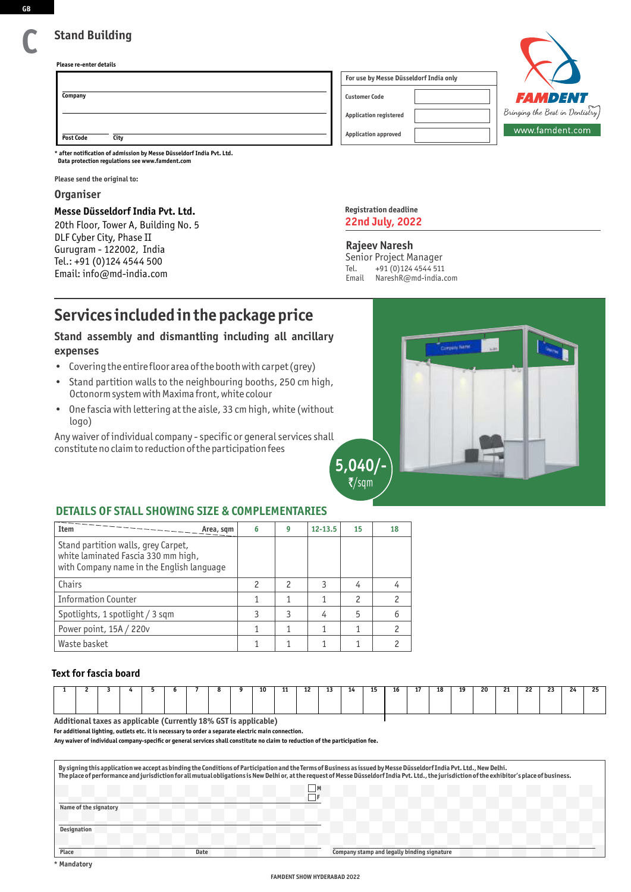# C Stand Building

**Please re-enter details**

| |
|---|
| Company |
| |
| Post Code &nbsp;&nbsp;&nbsp; City |

\* after notification of admission by Messe Düsseldorf India Pvt. Ltd.
Data protection regulations see www.famdent.com

| For use by Messe Düsseldorf India only | |
|---|---|
| Customer Code | |
| Application registered | |
| Application approved | |

FAMDENT
Bringing the Best in Dentistry
www.famdent.com

**Please send the original to:**

## Organiser

**Messe Düsseldorf India Pvt. Ltd.**
20th Floor, Tower A, Building No. 5
DLF Cyber City, Phase II
Gurugram - 122002, India
Tel.: +91 (0)124 4544 500
Email: info@md-india.com

Registration deadline
**22nd July, 2022**

**Rajeev Naresh**
Senior Project Manager
Tel. +91 (0)124 4544 511
Email NareshR@md-india.com

## Services included in the package price

### Stand assembly and dismantling including all ancillary expenses

- Covering the entire floor area of the booth with carpet (grey)
- Stand partition walls to the neighbouring booths, 250 cm high, Octonorm system with Maxima front, white colour
- One fascia with lettering at the aisle, 33 cm high, white (without logo)

Any waiver of individual company - specific or general services shall constitute no claim to reduction of the participation fees

**5,040/- ₹/sqm**

## DETAILS OF STALL SHOWING SIZE & COMPLEMENTARIES

| Item / Area, sqm | 6 | 9 | 12-13.5 | 15 | 18 |
|---|---|---|---|---|---|
| Stand partition walls, grey Carpet, white laminated Fascia 330 mm high, with Company name in the English language | | | | | |
| Chairs | 2 | 2 | 3 | 4 | 4 |
| Information Counter | 1 | 1 | 1 | 2 | 2 |
| Spotlights, 1 spotlight / 3 sqm | 3 | 3 | 4 | 5 | 6 |
| Power point, 15A / 220v | 1 | 1 | 1 | 1 | 2 |
| Waste basket | 1 | 1 | 1 | 1 | 2 |

### Text for fascia board

| 1 | 2 | 3 | 4 | 5 | 6 | 7 | 8 | 9 | 10 | 11 | 12 | 13 | 14 | 15 | 16 | 17 | 18 | 19 | 20 | 21 | 22 | 23 | 24 | 25 |
|---|---|---|---|---|---|---|---|---|---|---|---|---|---|---|---|---|---|---|---|---|---|---|---|---|
| | | | | | | | | | | | | | | | | | | | | | | | | |

**Additional taxes as applicable (Currently 18% GST is applicable)**

**For additional lighting, outlets etc. it is necessary to order a separate electric main connection.**

**Any waiver of individual company-specific or general services shall constitute no claim to reduction of the participation fee.**

By signing this application we accept as binding the Conditions of Participation and the Terms of Business as issued by Messe Düsseldorf India Pvt. Ltd., New Delhi.
The place of performance and jurisdiction for all mutual obligations is New Delhi or, at the request of Messe Düsseldorf India Pvt. Ltd., the jurisdiction of the exhibitor's place of business.

☐ M
☐ F

Name of the signatory

Designation

Place &nbsp;&nbsp;&nbsp; Date &nbsp;&nbsp;&nbsp; Company stamp and legally binding signature

\* Mandatory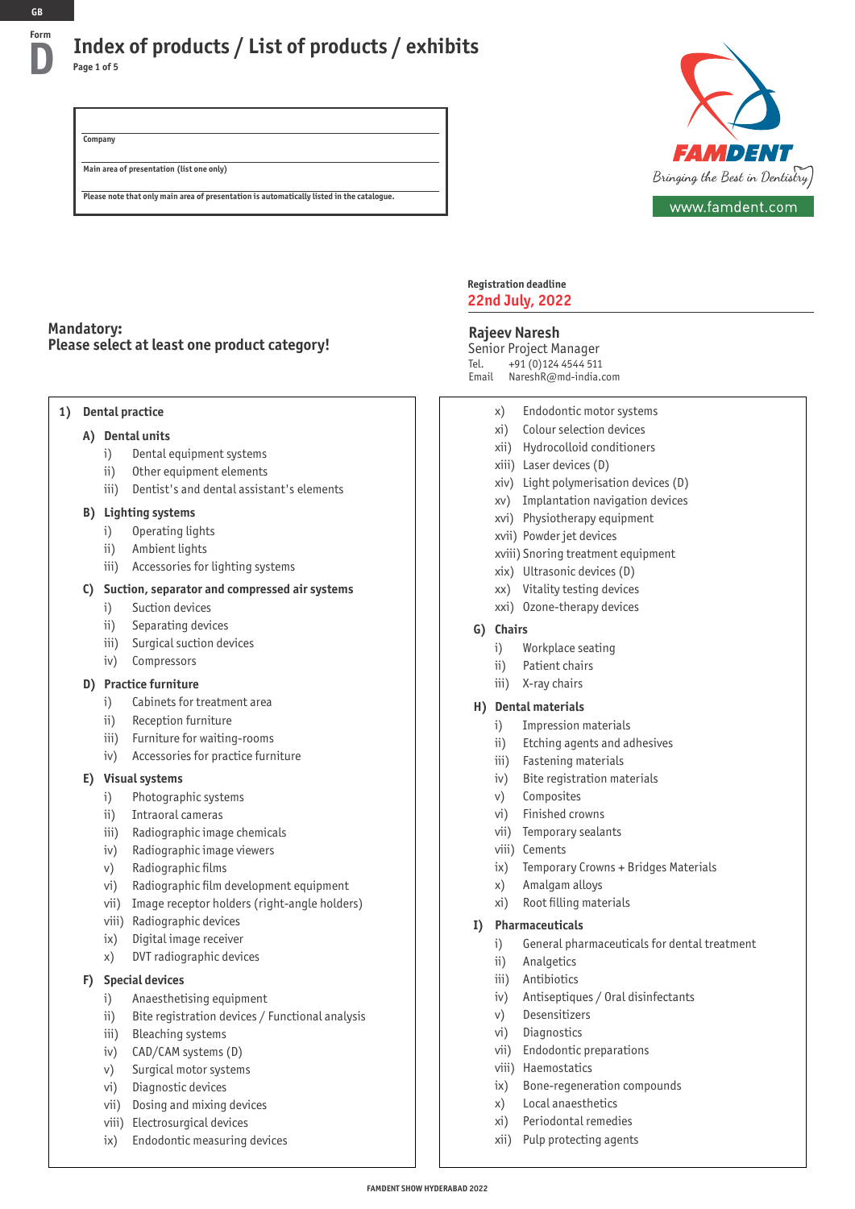GB

Form **D**

# Index of products / List of products / exhibits

Page 1 of 5

| Company |
|---|
| Main area of presentation (list one only) |
| Please note that only main area of presentation is automatically listed in the catalogue. |

FAMDENT
Bringing the Best in Dentistry
www.famdent.com

**Registration deadline**
**22nd July, 2022**

**Rajeev Naresh**
Senior Project Manager
Tel. +91 (0)124 4544 511
Email NareshR@md-india.com

**Mandatory:**
**Please select at least one product category!**

**1) Dental practice**

**A) Dental units**
- i) Dental equipment systems
- ii) Other equipment elements
- iii) Dentist's and dental assistant's elements

**B) Lighting systems**
- i) Operating lights
- ii) Ambient lights
- iii) Accessories for lighting systems

**C) Suction, separator and compressed air systems**
- i) Suction devices
- ii) Separating devices
- iii) Surgical suction devices
- iv) Compressors

**D) Practice furniture**
- i) Cabinets for treatment area
- ii) Reception furniture
- iii) Furniture for waiting-rooms
- iv) Accessories for practice furniture

**E) Visual systems**
- i) Photographic systems
- ii) Intraoral cameras
- iii) Radiographic image chemicals
- iv) Radiographic image viewers
- v) Radiographic films
- vi) Radiographic film development equipment
- vii) Image receptor holders (right-angle holders)
- viii) Radiographic devices
- ix) Digital image receiver
- x) DVT radiographic devices

**F) Special devices**
- i) Anaesthetising equipment
- ii) Bite registration devices / Functional analysis
- iii) Bleaching systems
- iv) CAD/CAM systems (D)
- v) Surgical motor systems
- vi) Diagnostic devices
- vii) Dosing and mixing devices
- viii) Electrosurgical devices
- ix) Endodontic measuring devices
- x) Endodontic motor systems
- xi) Colour selection devices
- xii) Hydrocolloid conditioners
- xiii) Laser devices (D)
- xiv) Light polymerisation devices (D)
- xv) Implantation navigation devices
- xvi) Physiotherapy equipment
- xvii) Powder jet devices
- xviii) Snoring treatment equipment
- xix) Ultrasonic devices (D)
- xx) Vitality testing devices
- xxi) Ozone-therapy devices

**G) Chairs**
- i) Workplace seating
- ii) Patient chairs
- iii) X-ray chairs

**H) Dental materials**
- i) Impression materials
- ii) Etching agents and adhesives
- iii) Fastening materials
- iv) Bite registration materials
- v) Composites
- vi) Finished crowns
- vii) Temporary sealants
- viii) Cements
- ix) Temporary Crowns + Bridges Materials
- x) Amalgam alloys
- xi) Root filling materials

**I) Pharmaceuticals**
- i) General pharmaceuticals for dental treatment
- ii) Analgetics
- iii) Antibiotics
- iv) Antiseptiques / Oral disinfectants
- v) Desensitizers
- vi) Diagnostics
- vii) Endodontic preparations
- viii) Haemostatics
- ix) Bone-regeneration compounds
- x) Local anaesthetics
- xi) Periodontal remedies
- xii) Pulp protecting agents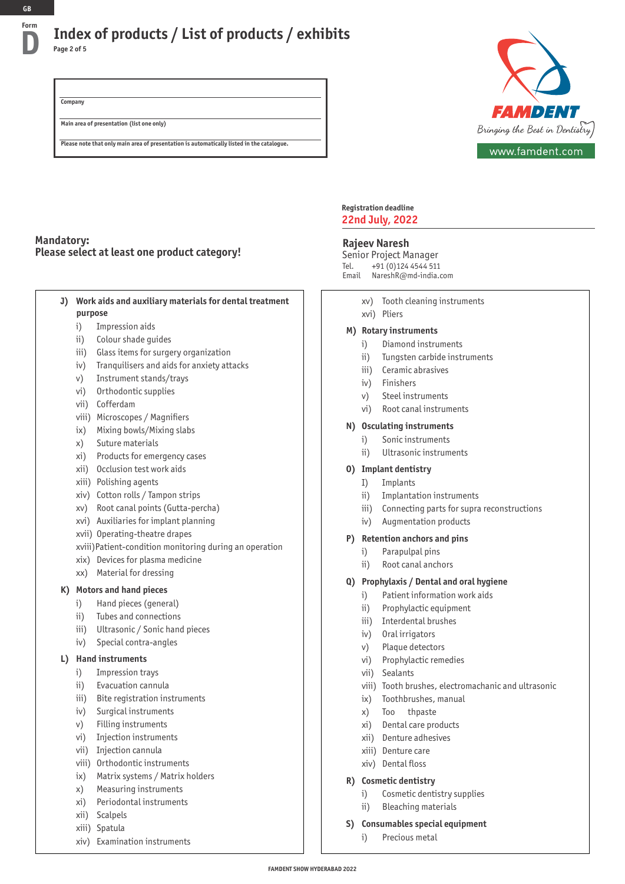GB

Form **D**

# Index of products / List of products / exhibits

Page 2 of 5

Company

Main area of presentation (list one only)

Please note that only main area of presentation is automatically listed in the catalogue.

FAMDENT
Bringing the Best in Dentistry
www.famdent.com

Registration deadline
**22nd July, 2022**

**Rajeev Naresh**
Senior Project Manager
Tel. +91 (0)124 4544 511
Email NareshR@md-india.com

**Mandatory:**
**Please select at least one product category!**

**J) Work aids and auxiliary materials for dental treatment purpose**

- i) Impression aids
- ii) Colour shade guides
- iii) Glass items for surgery organization
- iv) Tranquilisers and aids for anxiety attacks
- v) Instrument stands/trays
- vi) Orthodontic supplies
- vii) Cofferdam
- viii) Microscopes / Magnifiers
- ix) Mixing bowls/Mixing slabs
- x) Suture materials
- xi) Products for emergency cases
- xii) Occlusion test work aids
- xiii) Polishing agents
- xiv) Cotton rolls / Tampon strips
- xv) Root canal points (Gutta-percha)
- xvi) Auxiliaries for implant planning
- xvii) Operating-theatre drapes
- xviii) Patient-condition monitoring during an operation
- xix) Devices for plasma medicine
- xx) Material for dressing

**K) Motors and hand pieces**

- i) Hand pieces (general)
- ii) Tubes and connections
- iii) Ultrasonic / Sonic hand pieces
- iv) Special contra-angles

**L) Hand instruments**

- i) Impression trays
- ii) Evacuation cannula
- iii) Bite registration instruments
- iv) Surgical instruments
- v) Filling instruments
- vi) Injection instruments
- vii) Injection cannula
- viii) Orthodontic instruments
- ix) Matrix systems / Matrix holders
- x) Measuring instruments
- xi) Periodontal instruments
- xii) Scalpels
- xiii) Spatula
- xiv) Examination instruments
- xv) Tooth cleaning instruments
- xvi) Pliers

**M) Rotary instruments**

- i) Diamond instruments
- ii) Tungsten carbide instruments
- iii) Ceramic abrasives
- iv) Finishers
- v) Steel instruments
- vi) Root canal instruments

**N) Osculating instruments**

- i) Sonic instruments
- ii) Ultrasonic instruments

**O) Implant dentistry**

- I) Implants
- ii) Implantation instruments
- iii) Connecting parts for supra reconstructions
- iv) Augmentation products

**P) Retention anchors and pins**

- i) Parapulpal pins
- ii) Root canal anchors

**Q) Prophylaxis / Dental and oral hygiene**

- i) Patient information work aids
- ii) Prophylactic equipment
- iii) Interdental brushes
- iv) Oral irrigators
- v) Plaque detectors
- vi) Prophylactic remedies
- vii) Sealants
- viii) Tooth brushes, electromachanic and ultrasonic
- ix) Toothbrushes, manual
- x) Too thpaste
- xi) Dental care products
- xii) Denture adhesives
- xiii) Denture care
- xiv) Dental floss

**R) Cosmetic dentistry**

- i) Cosmetic dentistry supplies
- ii) Bleaching materials

**S) Consumables special equipment**

- i) Precious metal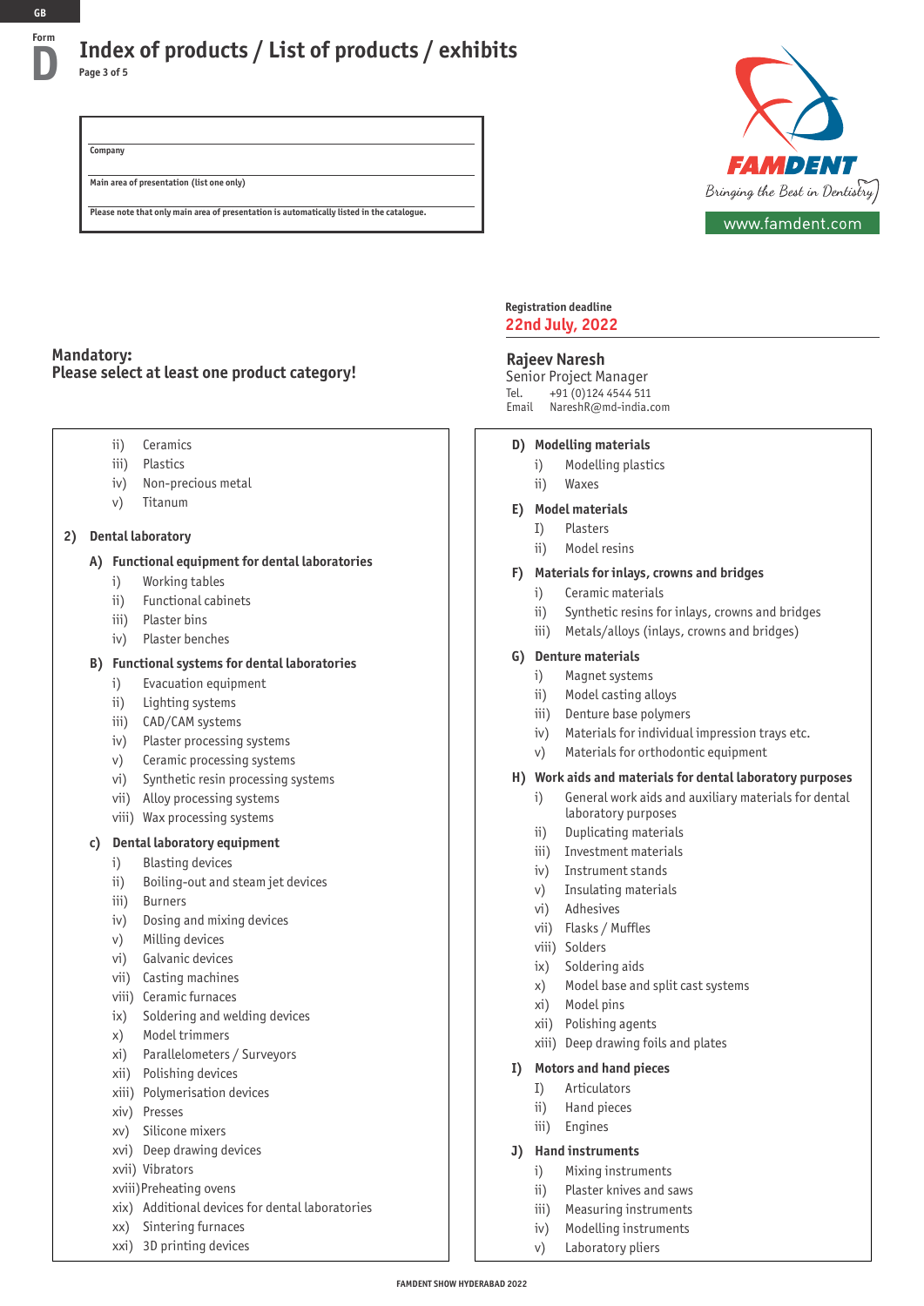GB

Form **D**

# Index of products / List of products / exhibits

Page 3 of 5

Company

Main area of presentation (list one only)

Please note that only main area of presentation is automatically listed in the catalogue.

FAMDENT
Bringing the Best in Dentistry
www.famdent.com

Registration deadline
**22nd July, 2022**

**Rajeev Naresh**
Senior Project Manager
Tel. +91 (0)124 4544 511
Email NareshR@md-india.com

**Mandatory:**
**Please select at least one product category!**

- ii) Ceramics
- iii) Plastics
- iv) Non-precious metal
- v) Titanum

**2) Dental laboratory**

**A) Functional equipment for dental laboratories**

- i) Working tables
- ii) Functional cabinets
- iii) Plaster bins
- iv) Plaster benches

**B) Functional systems for dental laboratories**

- i) Evacuation equipment
- ii) Lighting systems
- iii) CAD/CAM systems
- iv) Plaster processing systems
- v) Ceramic processing systems
- vi) Synthetic resin processing systems
- vii) Alloy processing systems
- viii) Wax processing systems

**c) Dental laboratory equipment**

- i) Blasting devices
- ii) Boiling-out and steam jet devices
- iii) Burners
- iv) Dosing and mixing devices
- v) Milling devices
- vi) Galvanic devices
- vii) Casting machines
- viii) Ceramic furnaces
- ix) Soldering and welding devices
- x) Model trimmers
- xi) Parallelometers / Surveyors
- xii) Polishing devices
- xiii) Polymerisation devices
- xiv) Presses
- xv) Silicone mixers
- xvi) Deep drawing devices
- xvii) Vibrators
- xviii) Preheating ovens
- xix) Additional devices for dental laboratories
- xx) Sintering furnaces
- xxi) 3D printing devices

**D) Modelling materials**

- i) Modelling plastics
- ii) Waxes

**E) Model materials**

- I) Plasters
- ii) Model resins

**F) Materials for inlays, crowns and bridges**

- i) Ceramic materials
- ii) Synthetic resins for inlays, crowns and bridges
- iii) Metals/alloys (inlays, crowns and bridges)

**G) Denture materials**

- i) Magnet systems
- ii) Model casting alloys
- iii) Denture base polymers
- iv) Materials for individual impression trays etc.
- v) Materials for orthodontic equipment

**H) Work aids and materials for dental laboratory purposes**

- i) General work aids and auxiliary materials for dental laboratory purposes
- ii) Duplicating materials
- iii) Investment materials
- iv) Instrument stands
- v) Insulating materials
- vi) Adhesives
- vii) Flasks / Muffles
- viii) Solders
- ix) Soldering aids
- x) Model base and split cast systems
- xi) Model pins
- xii) Polishing agents
- xiii) Deep drawing foils and plates

**I) Motors and hand pieces**

- I) Articulators
- ii) Hand pieces
- iii) Engines

**J) Hand instruments**

- i) Mixing instruments
- ii) Plaster knives and saws
- iii) Measuring instruments
- iv) Modelling instruments
- v) Laboratory pliers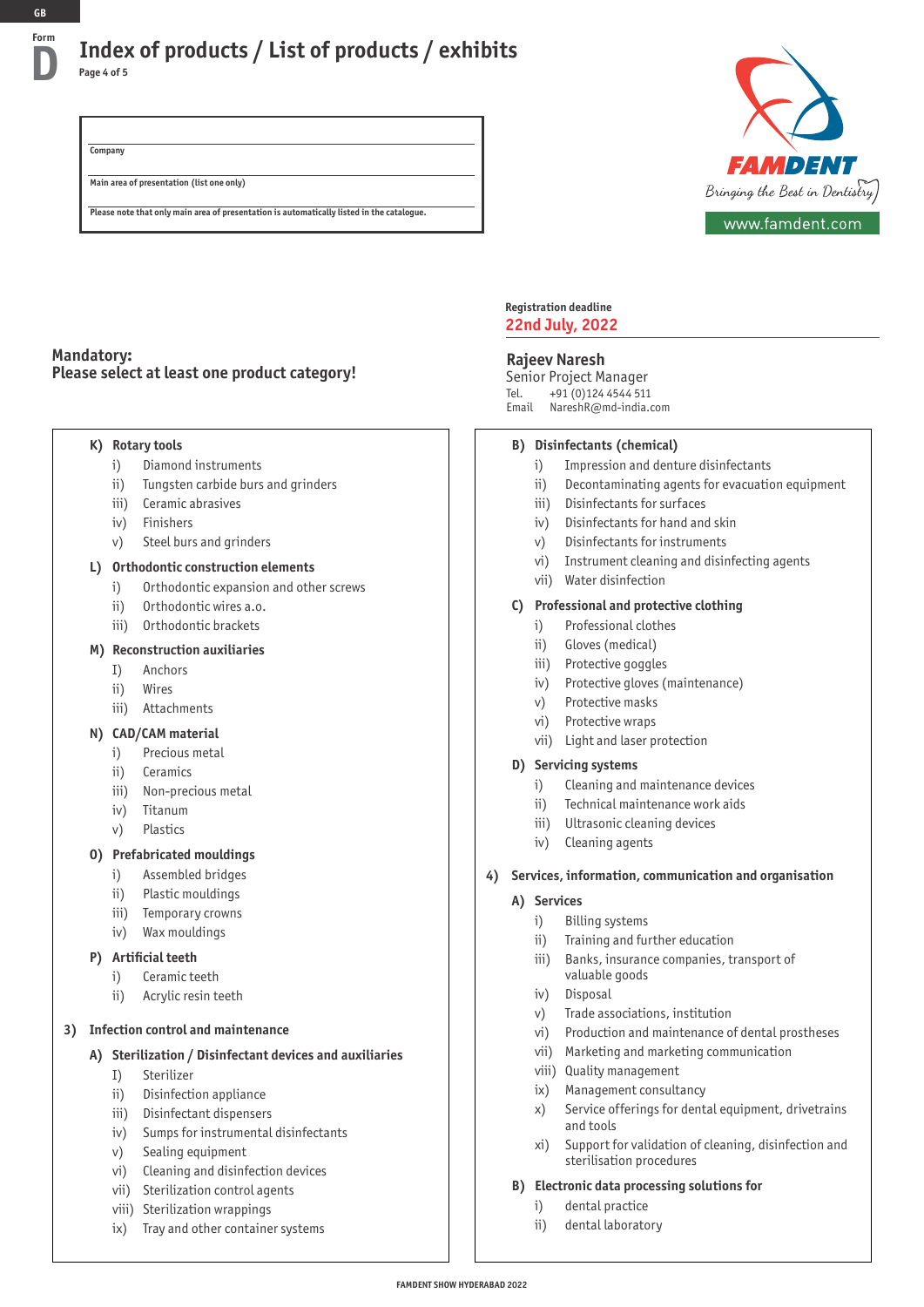GB

Form D

# Index of products / List of products / exhibits

Page 4 of 5

Company

Main area of presentation (list one only)

Please note that only main area of presentation is automatically listed in the catalogue.

FAMDENT
Bringing the Best in Dentistry
www.famdent.com

Registration deadline
**22nd July, 2022**

**Rajeev Naresh**
Senior Project Manager
Tel. +91 (0)124 4544 511
Email NareshR@md-india.com

**Mandatory:**
**Please select at least one product category!**

**K) Rotary tools**
- i) Diamond instruments
- ii) Tungsten carbide burs and grinders
- iii) Ceramic abrasives
- iv) Finishers
- v) Steel burs and grinders

**L) Orthodontic construction elements**
- i) Orthodontic expansion and other screws
- ii) Orthodontic wires a.o.
- iii) Orthodontic brackets

**M) Reconstruction auxiliaries**
- I) Anchors
- ii) Wires
- iii) Attachments

**N) CAD/CAM material**
- i) Precious metal
- ii) Ceramics
- iii) Non-precious metal
- iv) Titanum
- v) Plastics

**O) Prefabricated mouldings**
- i) Assembled bridges
- ii) Plastic mouldings
- iii) Temporary crowns
- iv) Wax mouldings

**P) Artificial teeth**
- i) Ceramic teeth
- ii) Acrylic resin teeth

**3) Infection control and maintenance**

**A) Sterilization / Disinfectant devices and auxiliaries**
- I) Sterilizer
- ii) Disinfection appliance
- iii) Disinfectant dispensers
- iv) Sumps for instrumental disinfectants
- v) Sealing equipment
- vi) Cleaning and disinfection devices
- vii) Sterilization control agents
- viii) Sterilization wrappings
- ix) Tray and other container systems

**B) Disinfectants (chemical)**
- i) Impression and denture disinfectants
- ii) Decontaminating agents for evacuation equipment
- iii) Disinfectants for surfaces
- iv) Disinfectants for hand and skin
- v) Disinfectants for instruments
- vi) Instrument cleaning and disinfecting agents
- vii) Water disinfection

**C) Professional and protective clothing**
- i) Professional clothes
- ii) Gloves (medical)
- iii) Protective goggles
- iv) Protective gloves (maintenance)
- v) Protective masks
- vi) Protective wraps
- vii) Light and laser protection

**D) Servicing systems**
- i) Cleaning and maintenance devices
- ii) Technical maintenance work aids
- iii) Ultrasonic cleaning devices
- iv) Cleaning agents

**4) Services, information, communication and organisation**

**A) Services**
- i) Billing systems
- ii) Training and further education
- iii) Banks, insurance companies, transport of valuable goods
- iv) Disposal
- v) Trade associations, institution
- vi) Production and maintenance of dental prostheses
- vii) Marketing and marketing communication
- viii) Quality management
- ix) Management consultancy
- x) Service offerings for dental equipment, drivetrains and tools
- xi) Support for validation of cleaning, disinfection and sterilisation procedures

**B) Electronic data processing solutions for**
- i) dental practice
- ii) dental laboratory

FAMDENT SHOW HYDERABAD 2022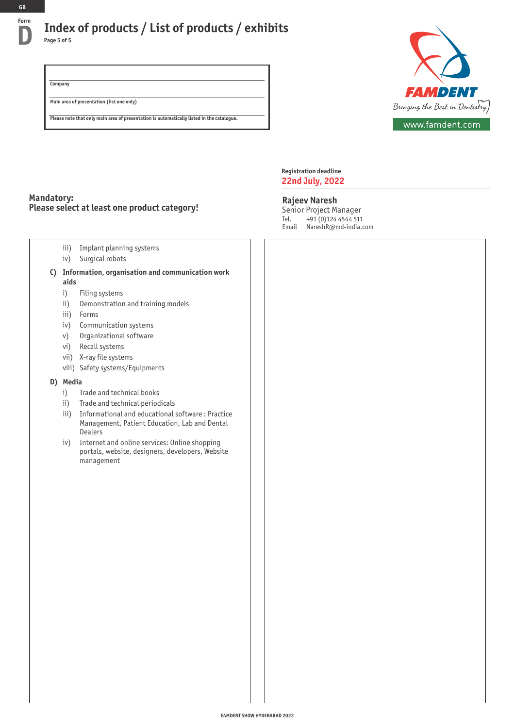GB

Form D

# Index of products / List of products / exhibits

Page 5 of 5

Company

Main area of presentation (list one only)

Please note that only main area of presentation is automatically listed in the catalogue.

FAMDENT
Bringing the Best in Dentistry
www.famdent.com

Registration deadline
**22nd July, 2022**

**Rajeev Naresh**
Senior Project Manager
Tel. +91 (0)124 4544 511
Email NareshR@md-india.com

**Mandatory:**
**Please select at least one product category!**

- iii) Implant planning systems
- iv) Surgical robots

**C) Information, organisation and communication work aids**

- i) Filing systems
- ii) Demonstration and training models
- iii) Forms
- iv) Communication systems
- v) Organizational software
- vi) Recall systems
- vii) X-ray file systems
- viii) Safety systems/Equipments

**D) Media**

- i) Trade and technical books
- ii) Trade and technical periodicals
- iii) Informational and educational software : Practice Management, Patient Education, Lab and Dental Dealers
- iv) Internet and online services: Online shopping portals, website, designers, developers, Website management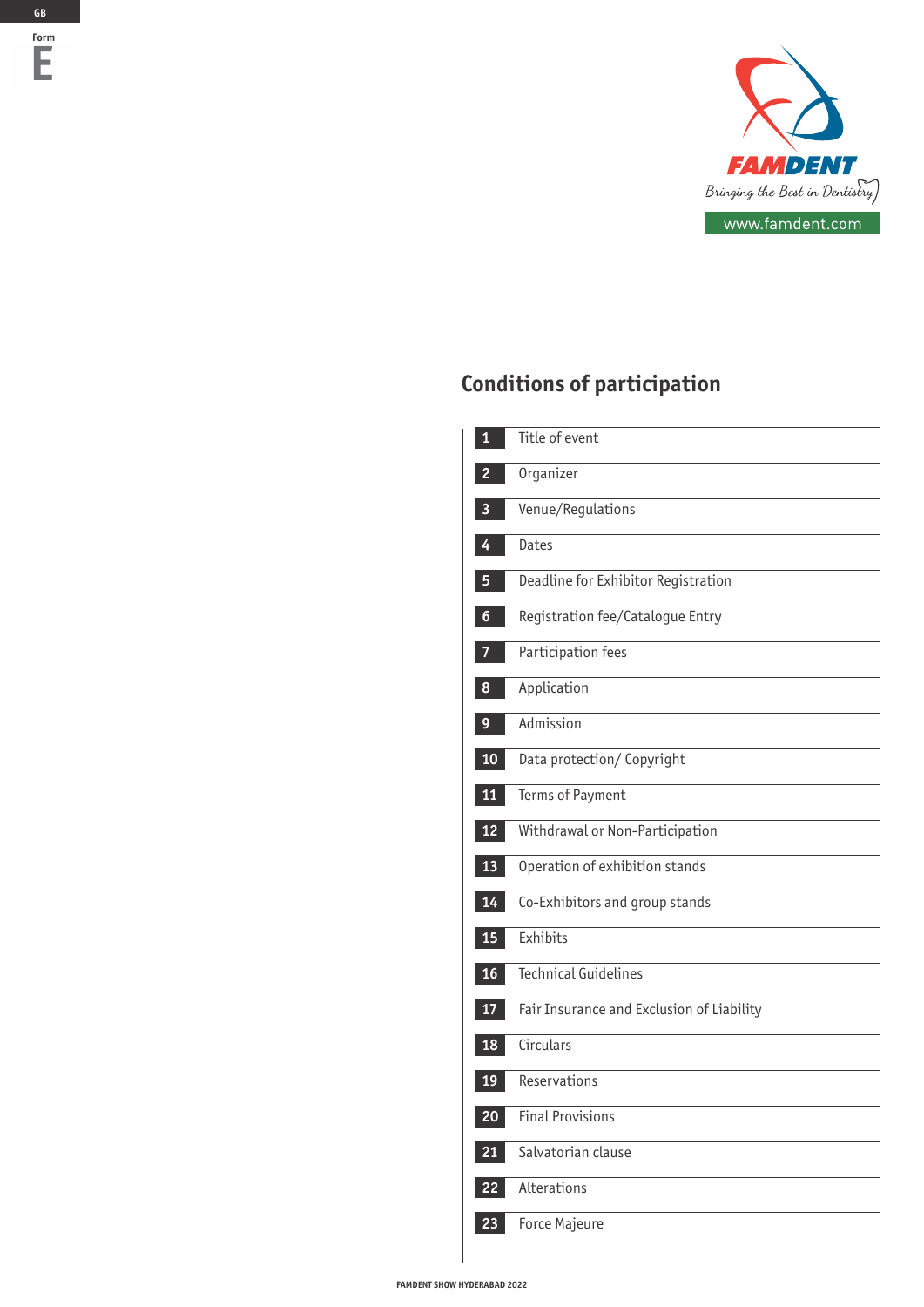GB

Form

E

FAMDENT

Bringing the Best in Dentistry

www.famdent.com

# Conditions of participation

1. Title of event
2. Organizer
3. Venue/Regulations
4. Dates
5. Deadline for Exhibitor Registration
6. Registration fee/Catalogue Entry
7. Participation fees
8. Application
9. Admission
10. Data protection/ Copyright
11. Terms of Payment
12. Withdrawal or Non-Participation
13. Operation of exhibition stands
14. Co-Exhibitors and group stands
15. Exhibits
16. Technical Guidelines
17. Fair Insurance and Exclusion of Liability
18. Circulars
19. Reservations
20. Final Provisions
21. Salvatorian clause
22. Alterations
23. Force Majeure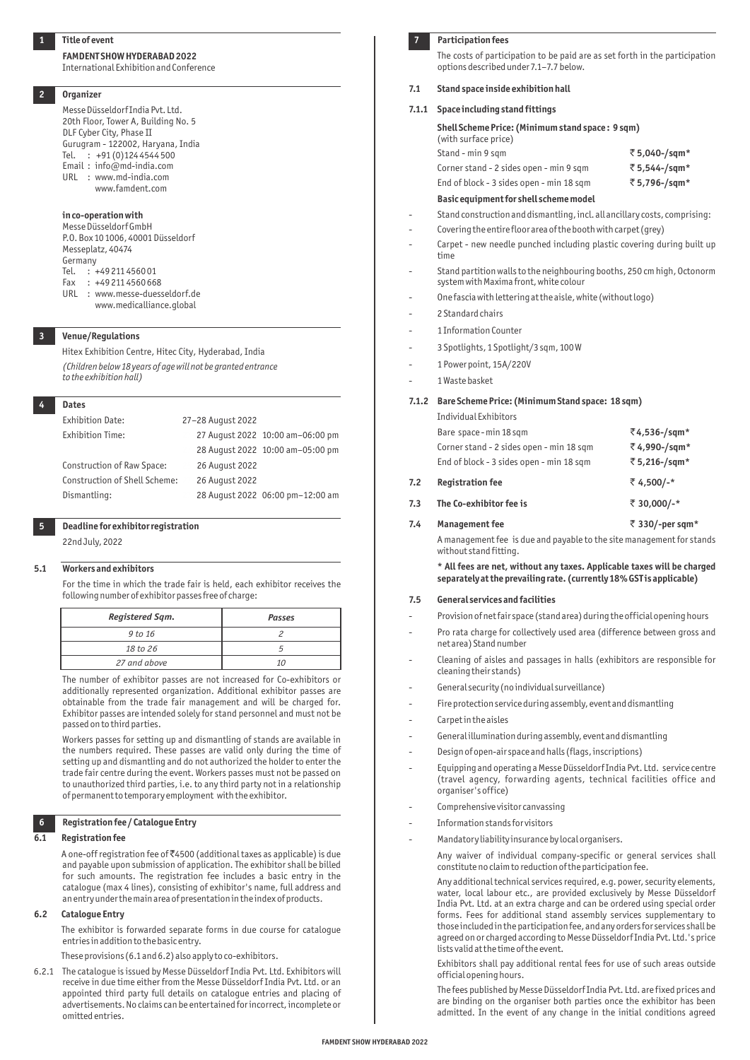## 1 Title of event

**FAMDENT SHOW HYDERABAD 2022**
International Exhibition and Conference

## 2 Organizer

Messe Düsseldorf India Pvt. Ltd.
20th Floor, Tower A, Building No. 5
DLF Cyber City, Phase II
Gurugram - 122002, Haryana, India
Tel. : +91 (0)124 4544 500
Email : info@md-india.com
URL : www.md-india.com
www.famdent.com

**in co-operation with**
Messe Düsseldorf GmbH
P.O. Box 10 1006, 40001 Düsseldorf
Messeplatz, 40474
Germany
Tel. : +49 211 4560 01
Fax : +49 211 4560 668
URL : www.messe-duesseldorf.de
www.medicalliance.global

## 3 Venue/Regulations

Hitex Exhibition Centre, Hitec City, Hyderabad, India
*(Children below 18 years of age will not be granted entrance to the exhibition hall)*

## 4 Dates

| | | |
|---|---|---|
| Exhibition Date: | 27–28 August 2022 | |
| Exhibition Time: | 27 August 2022 | 10:00 am–06:00 pm |
| | 28 August 2022 | 10:00 am–05:00 pm |
| Construction of Raw Space: | 26 August 2022 | |
| Construction of Shell Scheme: | 26 August 2022 | |
| Dismantling: | 28 August 2022 | 06:00 pm–12:00 am |

## 5 Deadline for exhibitor registration

22nd July, 2022

### 5.1 Workers and exhibitors

For the time in which the trade fair is held, each exhibitor receives the following number of exhibitor passes free of charge:

| *Registered Sqm.* | *Passes* |
|---|---|
| *9 to 16* | *2* |
| *18 to 26* | *5* |
| *27 and above* | *10* |

The number of exhibitor passes are not increased for Co-exhibitors or additionally represented organization. Additional exhibitor passes are obtainable from the trade fair management and will be charged for. Exhibitor passes are intended solely for stand personnel and must not be passed on to third parties.

Workers passes for setting up and dismantling of stands are available in the numbers required. These passes are valid only during the time of setting up and dismantling and do not authorized the holder to enter the trade fair centre during the event. Workers passes must not be passed on to unauthorized third parties, i.e. to any third party not in a relationship of permanent to temporary employment with the exhibitor.

## 6 Registration fee / Catalogue Entry

### 6.1 Registration fee

A one-off registration fee of ₹4500 (additional taxes as applicable) is due and payable upon submission of application. The exhibitor shall be billed for such amounts. The registration fee includes a basic entry in the catalogue (max 4 lines), consisting of exhibitor's name, full address and an entry under the main area of presentation in the index of products.

### 6.2 Catalogue Entry

The exhibitor is forwarded separate forms in due course for catalogue entries in addition to the basic entry.

These provisions (6.1 and 6.2) also apply to co-exhibitors.

6.2.1 The catalogue is issued by Messe Düsseldorf India Pvt. Ltd. Exhibitors will receive in due time either from the Messe Düsseldorf India Pvt. Ltd. or an appointed third party full details on catalogue entries and placing of advertisements. No claims can be entertained for incorrect, incomplete or omitted entries.

## 7 Participation fees

The costs of participation to be paid are as set forth in the participation options described under 7.1–7.7 below.

### 7.1 Stand space inside exhibition hall

#### 7.1.1 Space including stand fittings

**Shell Scheme Price: (Minimum stand space : 9 sqm)**
(with surface price)

| | |
|---|---|
| Stand - min 9 sqm | **₹ 5,040-/sqm*** |
| Corner stand - 2 sides open - min 9 sqm | **₹ 5,544-/sqm*** |
| End of block - 3 sides open - min 18 sqm | **₹ 5,796-/sqm*** |

**Basic equipment for shell scheme model**

- Stand construction and dismantling, incl. all ancillary costs, comprising:
- Covering the entire floor area of the booth with carpet (grey)
- Carpet - new needle punched including plastic covering during built up time
- Stand partition walls to the neighbouring booths, 250 cm high, Octonorm system with Maxima front, white colour
- One fascia with lettering at the aisle, white (without logo)
- 2 Standard chairs
- 1 Information Counter
- 3 Spotlights, 1 Spotlight/3 sqm, 100 W
- 1 Power point, 15A/220V
- 1 Waste basket

#### 7.1.2 Bare Scheme Price: (Minimum Stand space: 18 sqm)

Individual Exhibitors

| | |
|---|---|
| Bare space - min 18 sqm | **₹4,536-/sqm*** |
| Corner stand - 2 sides open - min 18 sqm | **₹ 4,990-/sqm*** |
| End of block - 3 sides open - min 18 sqm | **₹ 5,216-/sqm*** |

### 7.2 Registration fee — ₹ 4,500/-*

### 7.3 The Co-exhibitor fee is — ₹ 30,000/-*

### 7.4 Management fee — ₹ 330/-per sqm*

A management fee is due and payable to the site management for stands without stand fitting.

**\* All fees are net, without any taxes. Applicable taxes will be charged separately at the prevailing rate. (currently 18% GST is applicable)**

### 7.5 General services and facilities

- Provision of net fair space (stand area) during the official opening hours
- Pro rata charge for collectively used area (difference between gross and net area) Stand number
- Cleaning of aisles and passages in halls (exhibitors are responsible for cleaning their stands)
- General security (no individual surveillance)
- Fire protection service during assembly, event and dismantling
- Carpet in the aisles
- General illumination during assembly, event and dismantling
- Design of open-air space and halls (flags, inscriptions)
- Equipping and operating a Messe Düsseldorf India Pvt. Ltd. service centre (travel agency, forwarding agents, technical facilities office and organiser's office)
- Comprehensive visitor canvassing
- Information stands for visitors
- Mandatory liability insurance by local organisers.

Any waiver of individual company-specific or general services shall constitute no claim to reduction of the participation fee.

Any additional technical services required, e.g. power, security elements, water, local labour etc., are provided exclusively by Messe Düsseldorf India Pvt. Ltd. at an extra charge and can be ordered using special order forms. Fees for additional stand assembly services supplementary to those included in the participation fee, and any orders for services shall be agreed on or charged according to Messe Düsseldorf India Pvt. Ltd.'s price lists valid at the time of the event.

Exhibitors shall pay additional rental fees for use of such areas outside official opening hours.

The fees published by Messe Düsseldorf India Pvt. Ltd. are fixed prices and are binding on the organiser both parties once the exhibitor has been admitted. In the event of any change in the initial conditions agreed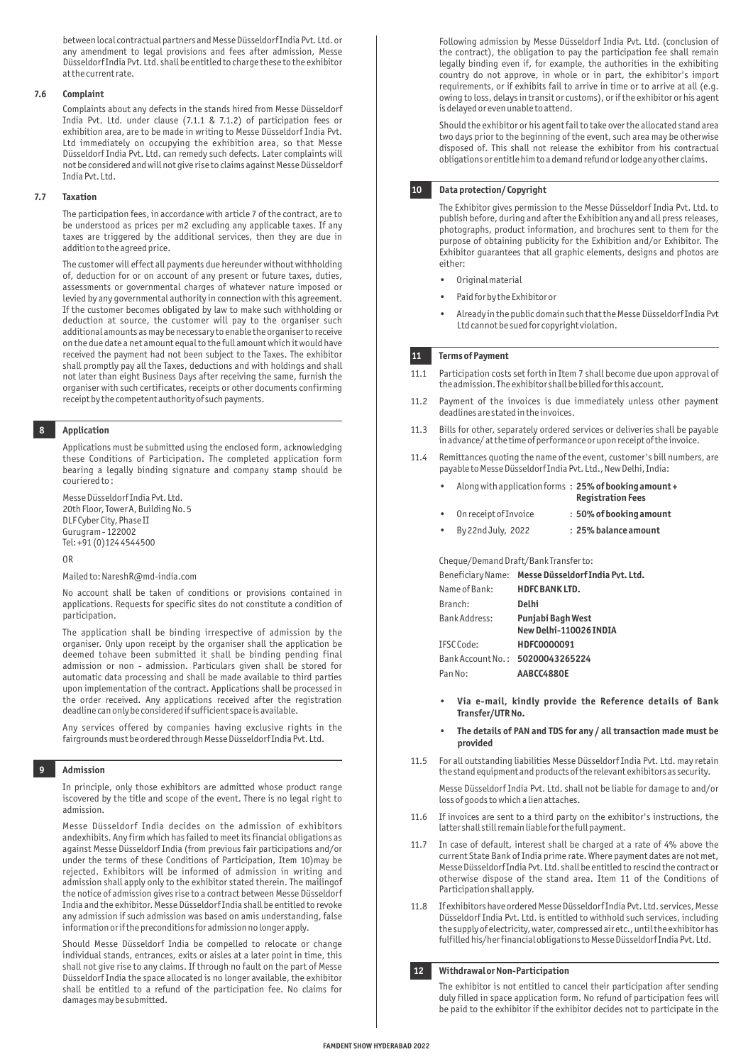between local contractual partners and Messe Düsseldorf India Pvt. Ltd. or any amendment to legal provisions and fees after admission, Messe Düsseldorf India Pvt. Ltd. shall be entitled to charge these to the exhibitor at the current rate.

### 7.6 Complaint

Complaints about any defects in the stands hired from Messe Düsseldorf India Pvt. Ltd. under clause (7.1.1 & 7.1.2) of participation fees or exhibition area, are to be made in writing to Messe Düsseldorf India Pvt. Ltd immediately on occupying the exhibition area, so that Messe Düsseldorf India Pvt. Ltd. can remedy such defects. Later complaints will not be considered and will not give rise to claims against Messe Düsseldorf India Pvt. Ltd.

### 7.7 Taxation

The participation fees, in accordance with article 7 of the contract, are to be understood as prices per m2 excluding any applicable taxes. If any taxes are triggered by the additional services, then they are due in addition to the agreed price.

The customer will effect all payments due hereunder without withholding of, deduction for or on account of any present or future taxes, duties, assessments or governmental charges of whatever nature imposed or levied by any governmental authority in connection with this agreement. If the customer becomes obligated by law to make such withholding or deduction at source, the customer will pay to the organiser such additional amounts as may be necessary to enable the organiser to receive on the due date a net amount equal to the full amount which it would have received the payment had not been subject to the Taxes. The exhibitor shall promptly pay all the Taxes, deductions and with holdings and shall not later than eight Business Days after receiving the same, furnish the organiser with such certificates, receipts or other documents confirming receipt by the competent authority of such payments.

## 8 Application

Applications must be submitted using the enclosed form, acknowledging these Conditions of Participation. The completed application form bearing a legally binding signature and company stamp should be couriered to :

Messe Düsseldorf India Pvt. Ltd.
20th Floor, Tower A, Building No. 5
DLF Cyber City, Phase II
Gurugram - 122002
Tel: +91 (0)124 4544500

OR

Mailed to: NareshR@md-india.com

No account shall be taken of conditions or provisions contained in applications. Requests for specific sites do not constitute a condition of participation.

The application shall be binding irrespective of admission by the organiser. Only upon receipt by the organiser shall the application be deemed tohave been submitted it shall be binding pending final admission or non - admission. Particulars given shall be stored for automatic data processing and shall be made available to third parties upon implementation of the contract. Applications shall be processed in the order received. Any applications received after the registration deadline can only be considered if sufficient space is available.

Any services offered by companies having exclusive rights in the fairgrounds must be ordered through Messe Düsseldorf India Pvt. Ltd.

## 9 Admission

In principle, only those exhibitors are admitted whose product range iscovered by the title and scope of the event. There is no legal right to admission.

Messe Düsseldorf India decides on the admission of exhibitors andexhibits. Any firm which has failed to meet its financial obligations as against Messe Düsseldorf India (from previous fair participations and/or under the terms of these Conditions of Participation, Item 10)may be rejected. Exhibitors will be informed of admission in writing and admission shall apply only to the exhibitor stated therein. The mailingof the notice of admission gives rise to a contract between Messe Düsseldorf India and the exhibitor. Messe Düsseldorf India shall be entitled to revoke any admission if such admission was based on amis understanding, false information or if the preconditions for admission no longer apply.

Should Messe Düsseldorf India be compelled to relocate or change individual stands, entrances, exits or aisles at a later point in time, this shall not give rise to any claims. If through no fault on the part of Messe Düsseldorf India the space allocated is no longer available, the exhibitor shall be entitled to a refund of the participation fee. No claims for damages may be submitted.

Following admission by Messe Düsseldorf India Pvt. Ltd. (conclusion of the contract), the obligation to pay the participation fee shall remain legally binding even if, for example, the authorities in the exhibiting country do not approve, in whole or in part, the exhibitor's import requirements, or if exhibits fail to arrive in time or to arrive at all (e.g. owing to loss, delays in transit or customs), or if the exhibitor or his agent is delayed or even unable to attend.

Should the exhibitor or his agent fail to take over the allocated stand area two days prior to the beginning of the event, such area may be otherwise disposed of. This shall not release the exhibitor from his contractual obligations or entitle him to a demand refund or lodge any other claims.

## 10 Data protection/ Copyright

The Exhibitor gives permission to the Messe Düsseldorf India Pvt. Ltd. to publish before, during and after the Exhibition any and all press releases, photographs, product information, and brochures sent to them for the purpose of obtaining publicity for the Exhibition and/or Exhibitor. The Exhibitor guarantees that all graphic elements, designs and photos are either:

- Original material
- Paid for by the Exhibitor or
- Already in the public domain such that the Messe Düsseldorf India Pvt Ltd cannot be sued for copyright violation.

## 11 Terms of Payment

11.1 Participation costs set forth in Item 7 shall become due upon approval of the admission. The exhibitor shall be billed for this account.

11.2 Payment of the invoices is due immediately unless other payment deadlines are stated in the invoices.

11.3 Bills for other, separately ordered services or deliveries shall be payable in advance/ at the time of performance or upon receipt of the invoice.

11.4 Remittances quoting the name of the event, customer's bill numbers, are payable to Messe Düsseldorf India Pvt. Ltd., New Delhi, India:

- Along with application forms : **25% of booking amount + Registration Fees**
- On receipt of Invoice : **50% of booking amount**
- By 22nd July, 2022 : **25% balance amount**

Cheque/Demand Draft/Bank Transfer to:

| | |
|---|---|
| Beneficiary Name: | **Messe Düsseldorf India Pvt. Ltd.** |
| Name of Bank: | **HDFC BANK LTD.** |
| Branch: | **Delhi** |
| Bank Address: | **Punjabi Bagh West New Delhi-110026 INDIA** |
| IFSC Code: | **HDFC0000091** |
| Bank Account No. : | **50200043265224** |
| Pan No: | **AABCC4880E** |

- **Via e-mail, kindly provide the Reference details of Bank Transfer/UTR No.**
- **The details of PAN and TDS for any / all transaction made must be provided**

11.5 For all outstanding liabilities Messe Düsseldorf India Pvt. Ltd. may retain the stand equipment and products of the relevant exhibitors as security.

Messe Düsseldorf India Pvt. Ltd. shall not be liable for damage to and/or loss of goods to which a lien attaches.

11.6 If invoices are sent to a third party on the exhibitor's instructions, the latter shall still remain liable for the full payment.

11.7 In case of default, interest shall be charged at a rate of 4% above the current State Bank of India prime rate. Where payment dates are not met, Messe Düsseldorf India Pvt. Ltd. shall be entitled to rescind the contract or otherwise dispose of the stand area. Item 11 of the Conditions of Participation shall apply.

11.8 If exhibitors have ordered Messe Düsseldorf India Pvt. Ltd. services, Messe Düsseldorf India Pvt. Ltd. is entitled to withhold such services, including the supply of electricity, water, compressed air etc., until the exhibitor has fulfilled his/her financial obligations to Messe Düsseldorf India Pvt. Ltd.

## 12 Withdrawal or Non-Participation

The exhibitor is not entitled to cancel their participation after sending duly filled in space application form. No refund of participation fees will be paid to the exhibitor if the exhibitor decides not to participate in the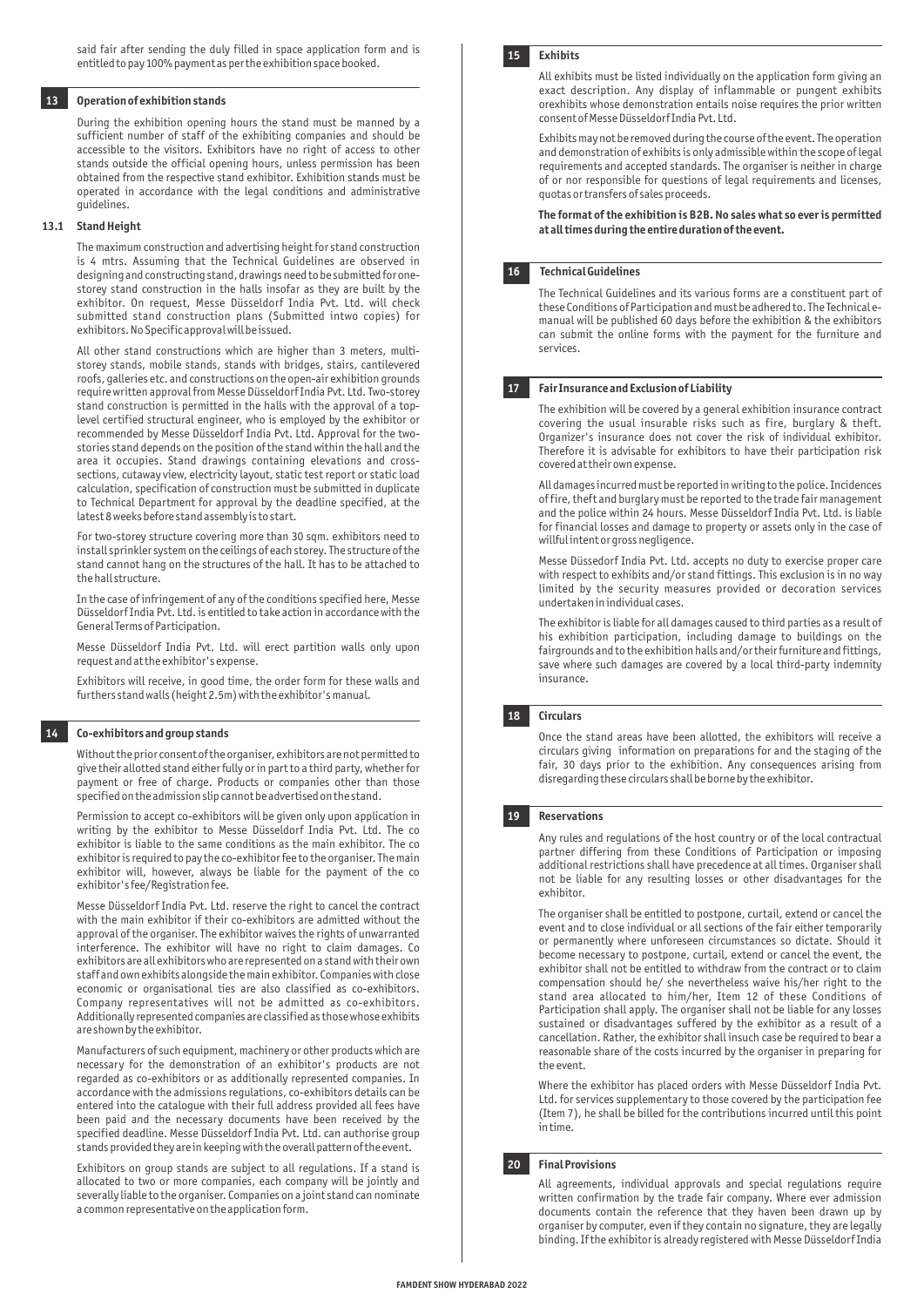said fair after sending the duly filled in space application form and is entitled to pay 100% payment as per the exhibition space booked.

## 13 Operation of exhibition stands

During the exhibition opening hours the stand must be manned by a sufficient number of staff of the exhibiting companies and should be accessible to the visitors. Exhibitors have no right of access to other stands outside the official opening hours, unless permission has been obtained from the respective stand exhibitor. Exhibition stands must be operated in accordance with the legal conditions and administrative guidelines.

### 13.1 Stand Height

The maximum construction and advertising height for stand construction is 4 mtrs. Assuming that the Technical Guidelines are observed in designing and constructing stand, drawings need to be submitted for one-storey stand construction in the halls insofar as they are built by the exhibitor. On request, Messe Düsseldorf India Pvt. Ltd. will check submitted stand construction plans (Submitted intwo copies) for exhibitors. No Specific approval will be issued.

All other stand constructions which are higher than 3 meters, multi-storey stands, mobile stands, stands with bridges, stairs, cantilevered roofs, galleries etc. and constructions on the open-air exhibition grounds require written approval from Messe Düsseldorf India Pvt. Ltd. Two-storey stand construction is permitted in the halls with the approval of a top-level certified structural engineer, who is employed by the exhibitor or recommended by Messe Düsseldorf India Pvt. Ltd. Approval for the two-stories stand depends on the position of the stand within the hall and the area it occupies. Stand drawings containing elevations and cross-sections, cutaway view, electricity layout, static test report or static load calculation, specification of construction must be submitted in duplicate to Technical Department for approval by the deadline specified, at the latest 8 weeks before stand assembly is to start.

For two-storey structure covering more than 30 sqm. exhibitors need to install sprinkler system on the ceilings of each storey. The structure of the stand cannot hang on the structures of the hall. It has to be attached to the hall structure.

In the case of infringement of any of the conditions specified here, Messe Düsseldorf India Pvt. Ltd. is entitled to take action in accordance with the General Terms of Participation.

Messe Düsseldorf India Pvt. Ltd. will erect partition walls only upon request and at the exhibitor's expense.

Exhibitors will receive, in good time, the order form for these walls and furthers stand walls (height 2.5m) with the exhibitor's manual.

## 14 Co-exhibitors and group stands

Without the prior consent of the organiser, exhibitors are not permitted to give their allotted stand either fully or in part to a third party, whether for payment or free of charge. Products or companies other than those specified on the admission slip cannot be advertised on the stand.

Permission to accept co-exhibitors will be given only upon application in writing by the exhibitor to Messe Düsseldorf India Pvt. Ltd. The co exhibitor is liable to the same conditions as the main exhibitor. The co exhibitor is required to pay the co-exhibitor fee to the organiser. The main exhibitor will, however, always be liable for the payment of the co exhibitor's fee/Registration fee.

Messe Düsseldorf India Pvt. Ltd. reserve the right to cancel the contract with the main exhibitor if their co-exhibitors are admitted without the approval of the organiser. The exhibitor waives the rights of unwarranted interference. The exhibitor will have no right to claim damages. Co exhibitors are all exhibitors who are represented on a stand with their own staff and own exhibits alongside the main exhibitor. Companies with close economic or organisational ties are also classified as co-exhibitors. Company representatives will not be admitted as co-exhibitors. Additionally represented companies are classified as those whose exhibits are shown by the exhibitor.

Manufacturers of such equipment, machinery or other products which are necessary for the demonstration of an exhibitor's products are not regarded as co-exhibitors or as additionally represented companies. In accordance with the admissions regulations, co-exhibitors details can be entered into the catalogue with their full address provided all fees have been paid and the necessary documents have been received by the specified deadline. Messe Düsseldorf India Pvt. Ltd. can authorise group stands provided they are in keeping with the overall pattern of the event.

Exhibitors on group stands are subject to all regulations. If a stand is allocated to two or more companies, each company will be jointly and severally liable to the organiser. Companies on a joint stand can nominate a common representative on the application form.

## 15 Exhibits

All exhibits must be listed individually on the application form giving an exact description. Any display of inflammable or pungent exhibits orexhibits whose demonstration entails noise requires the prior written consent of Messe Düsseldorf India Pvt. Ltd.

Exhibits may not be removed during the course of the event. The operation and demonstration of exhibits is only admissible within the scope of legal requirements and accepted standards. The organiser is neither in charge of or nor responsible for questions of legal requirements and licenses, quotas or transfers of sales proceeds.

**The format of the exhibition is B2B. No sales what so ever is permitted at all times during the entire duration of the event.**

## 16 Technical Guidelines

The Technical Guidelines and its various forms are a constituent part of these Conditions of Participation and must be adhered to. The Technical e-manual will be published 60 days before the exhibition & the exhibitors can submit the online forms with the payment for the furniture and services.

## 17 Fair Insurance and Exclusion of Liability

The exhibition will be covered by a general exhibition insurance contract covering the usual insurable risks such as fire, burglary & theft. Organizer's insurance does not cover the risk of individual exhibitor. Therefore it is advisable for exhibitors to have their participation risk covered at their own expense.

All damages incurred must be reported in writing to the police. Incidences of fire, theft and burglary must be reported to the trade fair management and the police within 24 hours. Messe Düsseldorf India Pvt. Ltd. is liable for financial losses and damage to property or assets only in the case of willful intent or gross negligence.

Messe Düssedorf India Pvt. Ltd. accepts no duty to exercise proper care with respect to exhibits and/or stand fittings. This exclusion is in no way limited by the security measures provided or decoration services undertaken in individual cases.

The exhibitor is liable for all damages caused to third parties as a result of his exhibition participation, including damage to buildings on the fairgrounds and to the exhibition halls and/or their furniture and fittings, save where such damages are covered by a local third-party indemnity insurance.

## 18 Circulars

Once the stand areas have been allotted, the exhibitors will receive a circulars giving information on preparations for and the staging of the fair, 30 days prior to the exhibition. Any consequences arising from disregarding these circulars shall be borne by the exhibitor.

## 19 Reservations

Any rules and regulations of the host country or of the local contractual partner differing from these Conditions of Participation or imposing additional restrictions shall have precedence at all times. Organiser shall not be liable for any resulting losses or other disadvantages for the exhibitor.

The organiser shall be entitled to postpone, curtail, extend or cancel the event and to close individual or all sections of the fair either temporarily or permanently where unforeseen circumstances so dictate. Should it become necessary to postpone, curtail, extend or cancel the event, the exhibitor shall not be entitled to withdraw from the contract or to claim compensation should he/ she nevertheless waive his/her right to the stand area allocated to him/her, Item 12 of these Conditions of Participation shall apply. The organiser shall not be liable for any losses sustained or disadvantages suffered by the exhibitor as a result of a cancellation. Rather, the exhibitor shall insuch case be required to bear a reasonable share of the costs incurred by the organiser in preparing for the event.

Where the exhibitor has placed orders with Messe Düsseldorf India Pvt. Ltd. for services supplementary to those covered by the participation fee (Item 7), he shall be billed for the contributions incurred until this point in time.

## 20 Final Provisions

All agreements, individual approvals and special regulations require written confirmation by the trade fair company. Where ever admission documents contain the reference that they haven been drawn up by organiser by computer, even if they contain no signature, they are legally binding. If the exhibitor is already registered with Messe Düsseldorf India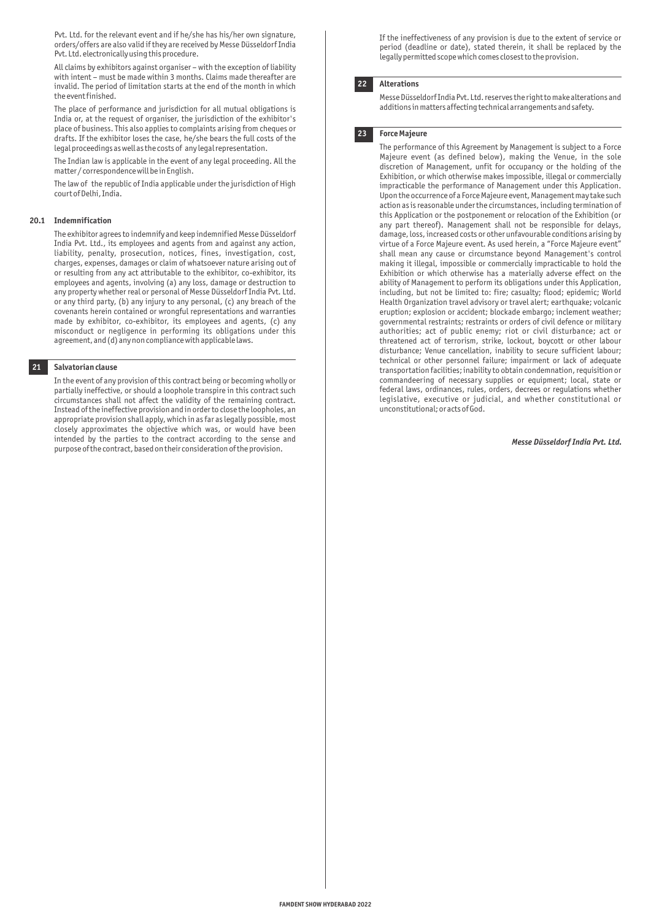Pvt. Ltd. for the relevant event and if he/she has his/her own signature, orders/offers are also valid if they are received by Messe Düsseldorf India Pvt. Ltd. electronically using this procedure.

All claims by exhibitors against organiser – with the exception of liability with intent – must be made within 3 months. Claims made thereafter are invalid. The period of limitation starts at the end of the month in which the event finished.

The place of performance and jurisdiction for all mutual obligations is India or, at the request of organiser, the jurisdiction of the exhibitor's place of business. This also applies to complaints arising from cheques or drafts. If the exhibitor loses the case, he/she bears the full costs of the legal proceedings as well as the costs of any legal representation.

The Indian law is applicable in the event of any legal proceeding. All the matter / correspondence will be in English.

The law of the republic of India applicable under the jurisdiction of High court of Delhi, India.

### 20.1 Indemnification

The exhibitor agrees to indemnify and keep indemnified Messe Düsseldorf India Pvt. Ltd., its employees and agents from and against any action, liability, penalty, prosecution, notices, fines, investigation, cost, charges, expenses, damages or claim of whatsoever nature arising out of or resulting from any act attributable to the exhibitor, co-exhibitor, its employees and agents, involving (a) any loss, damage or destruction to any property whether real or personal of Messe Düsseldorf India Pvt. Ltd. or any third party, (b) any injury to any personal, (c) any breach of the covenants herein contained or wrongful representations and warranties made by exhibitor, co-exhibitor, its employees and agents, (c) any misconduct or negligence in performing its obligations under this agreement, and (d) any non compliance with applicable laws.

## 21 Salvatorian clause

In the event of any provision of this contract being or becoming wholly or partially ineffective, or should a loophole transpire in this contract such circumstances shall not affect the validity of the remaining contract. Instead of the ineffective provision and in order to close the loopholes, an appropriate provision shall apply, which in as far as legally possible, most closely approximates the objective which was, or would have been intended by the parties to the contract according to the sense and purpose of the contract, based on their consideration of the provision.

If the ineffectiveness of any provision is due to the extent of service or period (deadline or date), stated therein, it shall be replaced by the legally permitted scope which comes closest to the provision.

## 22 Alterations

Messe Düsseldorf India Pvt. Ltd. reserves the right to make alterations and additions in matters affecting technical arrangements and safety.

## 23 Force Majeure

The performance of this Agreement by Management is subject to a Force Majeure event (as defined below), making the Venue, in the sole discretion of Management, unfit for occupancy or the holding of the Exhibition, or which otherwise makes impossible, illegal or commercially impracticable the performance of Management under this Application. Upon the occurrence of a Force Majeure event, Management may take such action as is reasonable under the circumstances, including termination of this Application or the postponement or relocation of the Exhibition (or any part thereof). Management shall not be responsible for delays, damage, loss, increased costs or other unfavourable conditions arising by virtue of a Force Majeure event. As used herein, a "Force Majeure event" shall mean any cause or circumstance beyond Management's control making it illegal, impossible or commercially impracticable to hold the Exhibition or which otherwise has a materially adverse effect on the ability of Management to perform its obligations under this Application, including, but not be limited to: fire; casualty; flood; epidemic; World Health Organization travel advisory or travel alert; earthquake; volcanic eruption; explosion or accident; blockade embargo; inclement weather; governmental restraints; restraints or orders of civil defence or military authorities; act of public enemy; riot or civil disturbance; act or threatened act of terrorism, strike, lockout, boycott or other labour disturbance; Venue cancellation, inability to secure sufficient labour; technical or other personnel failure; impairment or lack of adequate transportation facilities; inability to obtain condemnation, requisition or commandeering of necessary supplies or equipment; local, state or federal laws, ordinances, rules, orders, decrees or regulations whether legislative, executive or judicial, and whether constitutional or unconstitutional; or acts of God.

***Messe Düsseldorf India Pvt. Ltd.***